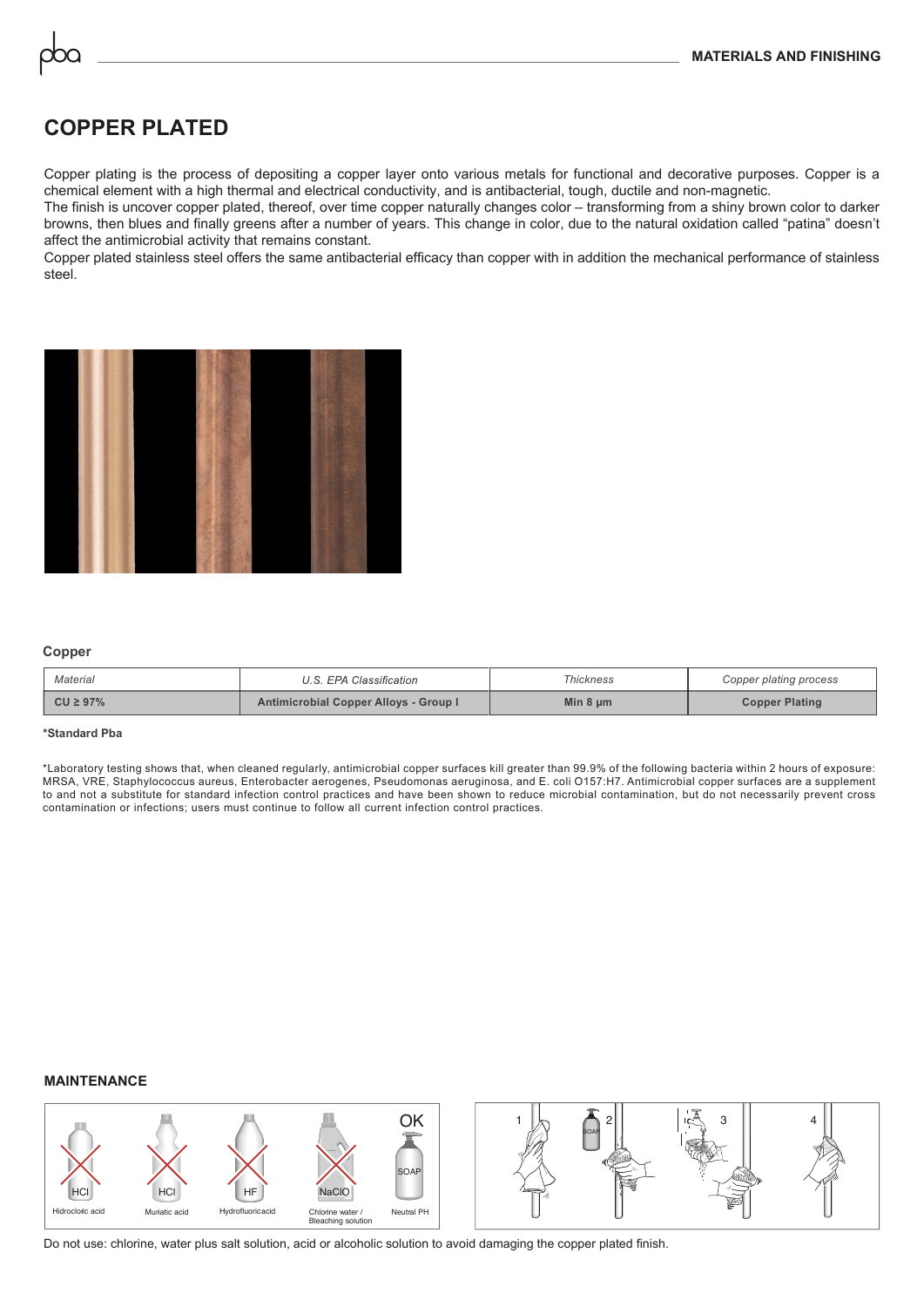# COPPER PLATED

Copper plating is the process of depositing a copper layer onto various metals for functional and decorative purposes. Copper is a chemical element with a high thermal and electrical conductivity, and is antibacterial, tough, ductile and non-magnetic.
The finish is uncover copper plated, thereof, over time copper naturally changes color – transforming from a shiny brown color to darker browns, then blues and finally greens after a number of years. This change in color, due to the natural oxidation called "patina" doesn't affect the antimicrobial activity that remains constant.
Copper plated stainless steel offers the same antibacterial efficacy than copper with in addition the mechanical performance of stainless steel.

### Copper

| *Material* | *U.S. EPA Classification* | *Thickness* | *Copper plating process* |
|---|---|---|---|
| **CU ≥ 97%** | **Antimicrobial Copper Alloys - Group I** | **Min 8 µm** | **Copper Plating** |

**\*Standard Pba**

*Laboratory testing shows that, when cleaned regularly, antimicrobial copper surfaces kill greater than 99.9% of the following bacteria within 2 hours of exposure: MRSA, VRE, Staphylococcus aureus, Enterobacter aerogenes, Pseudomonas aeruginosa, and E. coli O157:H7. Antimicrobial copper surfaces are a supplement to and not a substitute for standard infection control practices and have been shown to reduce microbial contamination, but do not necessarily prevent cross contamination or infections; users must continue to follow all current infection control practices.

## MAINTENANCE

HCl – Hidrocloric acid
HCl – Muriatic acid
HF – Hydrofluoricacid
NaClO – Chlorine water / Bleaching solution
OK – SOAP – Neutral PH

1 2 3 4

Do not use: chlorine, water plus salt solution, acid or alcoholic solution to avoid damaging the copper plated finish.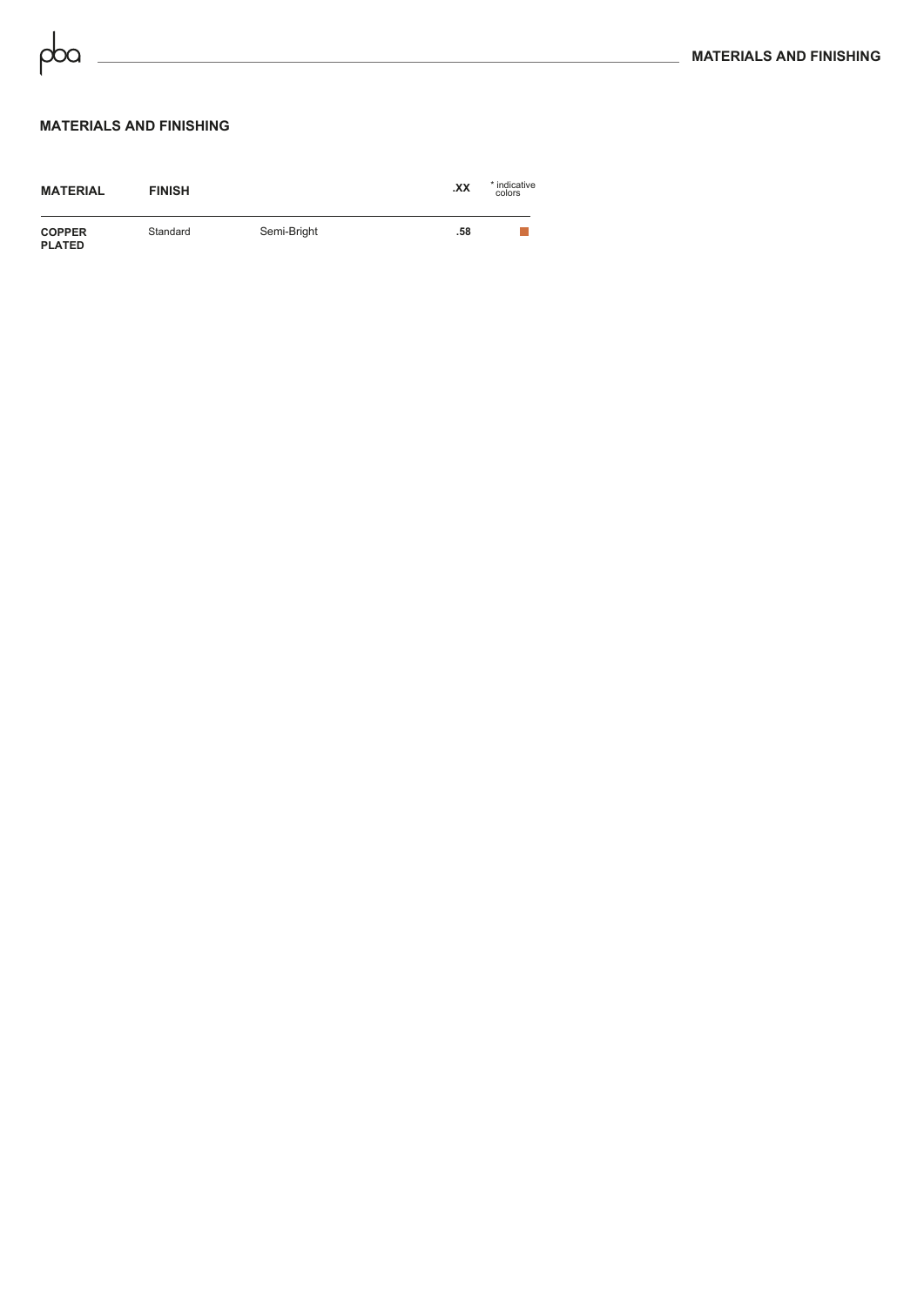## MATERIALS AND FINISHING

| MATERIAL | FINISH | | .XX | * indicative colors |
|---|---|---|---|---|
| **COPPER PLATED** | Standard | Semi-Bright | **.58** | |